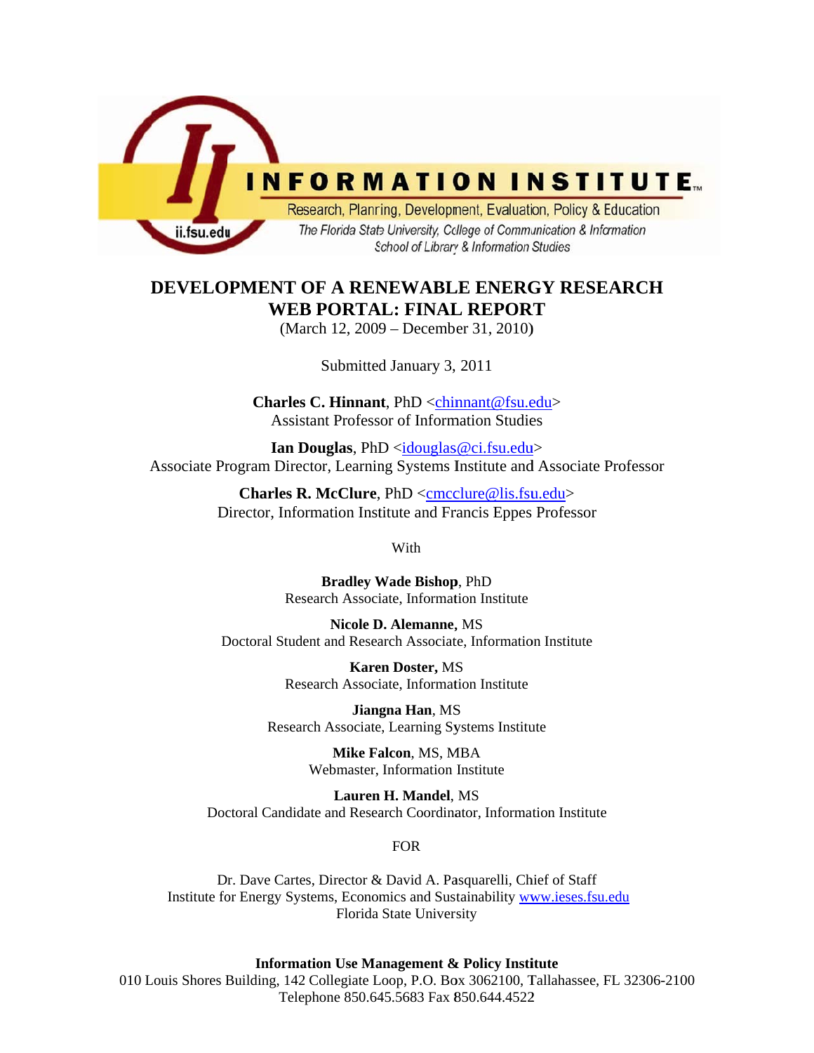INFORMATION INSTITUTE™

Research, Planning, Development, Evaluation, Policy & Education

*The Florida State University, College of Communication & Information*
*School of Library & Information Studies*

ii.fsu.edu

# DEVELOPMENT OF A RENEWABLE ENERGY RESEARCH WEB PORTAL: FINAL REPORT

(March 12, 2009 – December 31, 2010)

Submitted January 3, 2011

**Charles C. Hinnant**, PhD <chinnant@fsu.edu>
Assistant Professor of Information Studies

**Ian Douglas**, PhD <idouglas@ci.fsu.edu>
Associate Program Director, Learning Systems Institute and Associate Professor

**Charles R. McClure**, PhD <cmcclure@lis.fsu.edu>
Director, Information Institute and Francis Eppes Professor

With

**Bradley Wade Bishop**, PhD
Research Associate, Information Institute

**Nicole D. Alemanne,** MS
Doctoral Student and Research Associate, Information Institute

**Karen Doster,** MS
Research Associate, Information Institute

**Jiangna Han**, MS
Research Associate, Learning Systems Institute

**Mike Falcon**, MS, MBA
Webmaster, Information Institute

**Lauren H. Mandel**, MS
Doctoral Candidate and Research Coordinator, Information Institute

FOR

Dr. Dave Cartes, Director & David A. Pasquarelli, Chief of Staff
Institute for Energy Systems, Economics and Sustainability www.ieses.fsu.edu
Florida State University

**Information Use Management & Policy Institute**
010 Louis Shores Building, 142 Collegiate Loop, P.O. Box 3062100, Tallahassee, FL 32306-2100
Telephone 850.645.5683 Fax 850.644.4522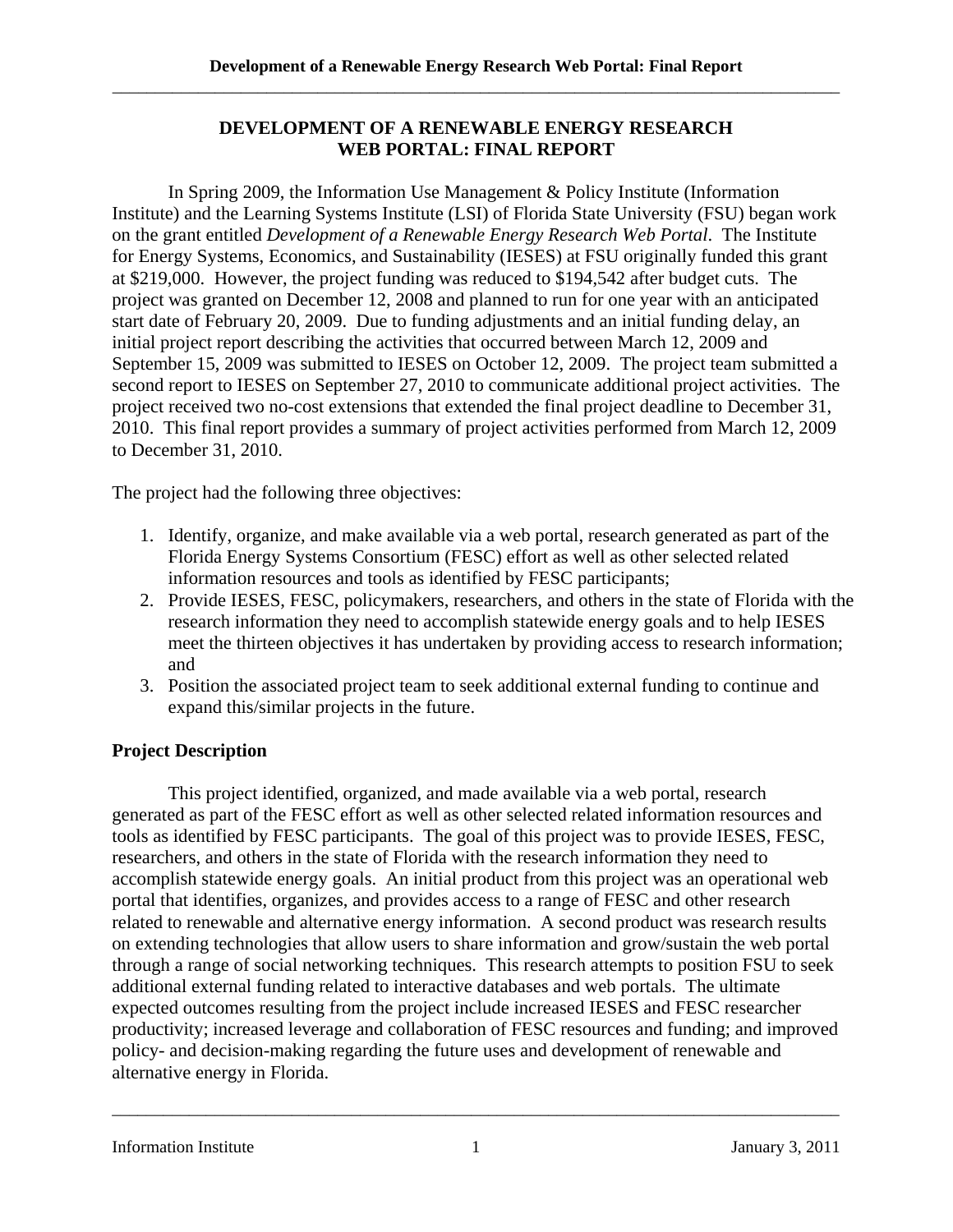# DEVELOPMENT OF A RENEWABLE ENERGY RESEARCH WEB PORTAL: FINAL REPORT

In Spring 2009, the Information Use Management & Policy Institute (Information Institute) and the Learning Systems Institute (LSI) of Florida State University (FSU) began work on the grant entitled *Development of a Renewable Energy Research Web Portal*. The Institute for Energy Systems, Economics, and Sustainability (IESES) at FSU originally funded this grant at $219,000. However, the project funding was reduced to $194,542 after budget cuts. The project was granted on December 12, 2008 and planned to run for one year with an anticipated start date of February 20, 2009. Due to funding adjustments and an initial funding delay, an initial project report describing the activities that occurred between March 12, 2009 and September 15, 2009 was submitted to IESES on October 12, 2009. The project team submitted a second report to IESES on September 27, 2010 to communicate additional project activities. The project received two no-cost extensions that extended the final project deadline to December 31, 2010. This final report provides a summary of project activities performed from March 12, 2009 to December 31, 2010.

The project had the following three objectives:

1. Identify, organize, and make available via a web portal, research generated as part of the Florida Energy Systems Consortium (FESC) effort as well as other selected related information resources and tools as identified by FESC participants;
2. Provide IESES, FESC, policymakers, researchers, and others in the state of Florida with the research information they need to accomplish statewide energy goals and to help IESES meet the thirteen objectives it has undertaken by providing access to research information; and
3. Position the associated project team to seek additional external funding to continue and expand this/similar projects in the future.

## Project Description

This project identified, organized, and made available via a web portal, research generated as part of the FESC effort as well as other selected related information resources and tools as identified by FESC participants. The goal of this project was to provide IESES, FESC, researchers, and others in the state of Florida with the research information they need to accomplish statewide energy goals. An initial product from this project was an operational web portal that identifies, organizes, and provides access to a range of FESC and other research related to renewable and alternative energy information. A second product was research results on extending technologies that allow users to share information and grow/sustain the web portal through a range of social networking techniques. This research attempts to position FSU to seek additional external funding related to interactive databases and web portals. The ultimate expected outcomes resulting from the project include increased IESES and FESC researcher productivity; increased leverage and collaboration of FESC resources and funding; and improved policy- and decision-making regarding the future uses and development of renewable and alternative energy in Florida.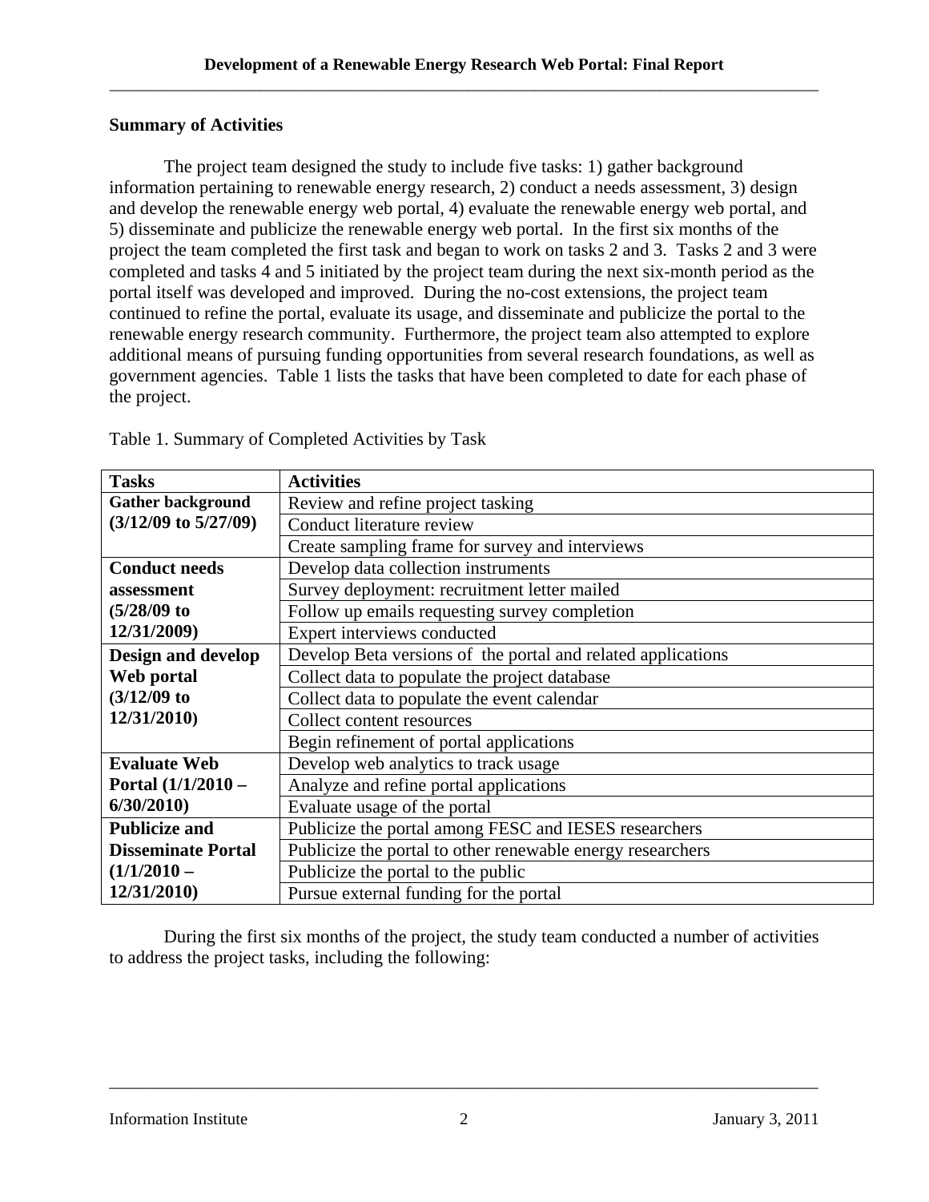## Summary of Activities

The project team designed the study to include five tasks: 1) gather background information pertaining to renewable energy research, 2) conduct a needs assessment, 3) design and develop the renewable energy web portal, 4) evaluate the renewable energy web portal, and 5) disseminate and publicize the renewable energy web portal. In the first six months of the project the team completed the first task and began to work on tasks 2 and 3. Tasks 2 and 3 were completed and tasks 4 and 5 initiated by the project team during the next six-month period as the portal itself was developed and improved. During the no-cost extensions, the project team continued to refine the portal, evaluate its usage, and disseminate and publicize the portal to the renewable energy research community. Furthermore, the project team also attempted to explore additional means of pursuing funding opportunities from several research foundations, as well as government agencies. Table 1 lists the tasks that have been completed to date for each phase of the project.

Table 1. Summary of Completed Activities by Task

| Tasks | Activities |
|---|---|
| **Gather background (3/12/09 to 5/27/09)** | Review and refine project tasking |
| | Conduct literature review |
| | Create sampling frame for survey and interviews |
| **Conduct needs assessment (5/28/09 to 12/31/2009)** | Develop data collection instruments |
| | Survey deployment: recruitment letter mailed |
| | Follow up emails requesting survey completion |
| | Expert interviews conducted |
| **Design and develop Web portal (3/12/09 to 12/31/2010)** | Develop Beta versions of the portal and related applications |
| | Collect data to populate the project database |
| | Collect data to populate the event calendar |
| | Collect content resources |
| | Begin refinement of portal applications |
| **Evaluate Web Portal (1/1/2010 – 6/30/2010)** | Develop web analytics to track usage |
| | Analyze and refine portal applications |
| | Evaluate usage of the portal |
| **Publicize and Disseminate Portal (1/1/2010 – 12/31/2010)** | Publicize the portal among FESC and IESES researchers |
| | Publicize the portal to other renewable energy researchers |
| | Publicize the portal to the public |
| | Pursue external funding for the portal |

During the first six months of the project, the study team conducted a number of activities to address the project tasks, including the following: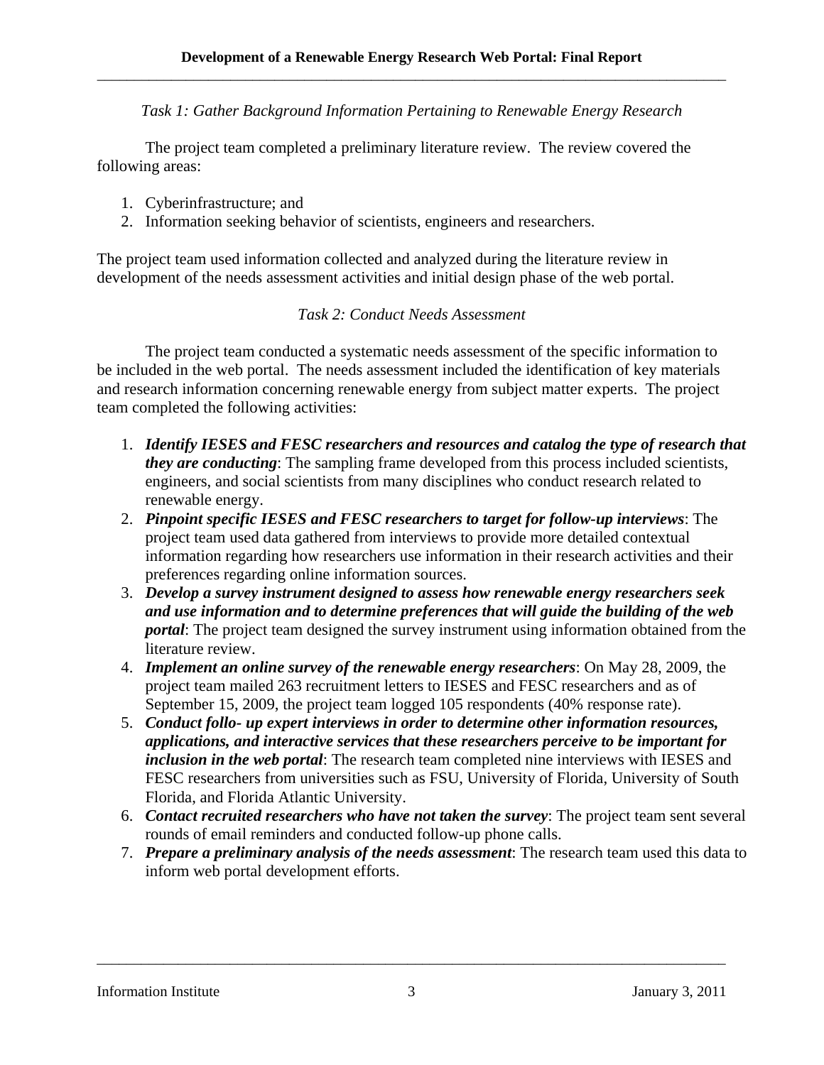*Task 1: Gather Background Information Pertaining to Renewable Energy Research*

The project team completed a preliminary literature review. The review covered the following areas:

1. Cyberinfrastructure; and
2. Information seeking behavior of scientists, engineers and researchers.

The project team used information collected and analyzed during the literature review in development of the needs assessment activities and initial design phase of the web portal.

*Task 2: Conduct Needs Assessment*

The project team conducted a systematic needs assessment of the specific information to be included in the web portal. The needs assessment included the identification of key materials and research information concerning renewable energy from subject matter experts. The project team completed the following activities:

1. ***Identify IESES and FESC researchers and resources and catalog the type of research that they are conducting***: The sampling frame developed from this process included scientists, engineers, and social scientists from many disciplines who conduct research related to renewable energy.
2. ***Pinpoint specific IESES and FESC researchers to target for follow-up interviews***: The project team used data gathered from interviews to provide more detailed contextual information regarding how researchers use information in their research activities and their preferences regarding online information sources.
3. ***Develop a survey instrument designed to assess how renewable energy researchers seek and use information and to determine preferences that will guide the building of the web portal***: The project team designed the survey instrument using information obtained from the literature review.
4. ***Implement an online survey of the renewable energy researchers***: On May 28, 2009, the project team mailed 263 recruitment letters to IESES and FESC researchers and as of September 15, 2009, the project team logged 105 respondents (40% response rate).
5. ***Conduct follo- up expert interviews in order to determine other information resources, applications, and interactive services that these researchers perceive to be important for inclusion in the web portal***: The research team completed nine interviews with IESES and FESC researchers from universities such as FSU, University of Florida, University of South Florida, and Florida Atlantic University.
6. ***Contact recruited researchers who have not taken the survey***: The project team sent several rounds of email reminders and conducted follow-up phone calls.
7. ***Prepare a preliminary analysis of the needs assessment***: The research team used this data to inform web portal development efforts.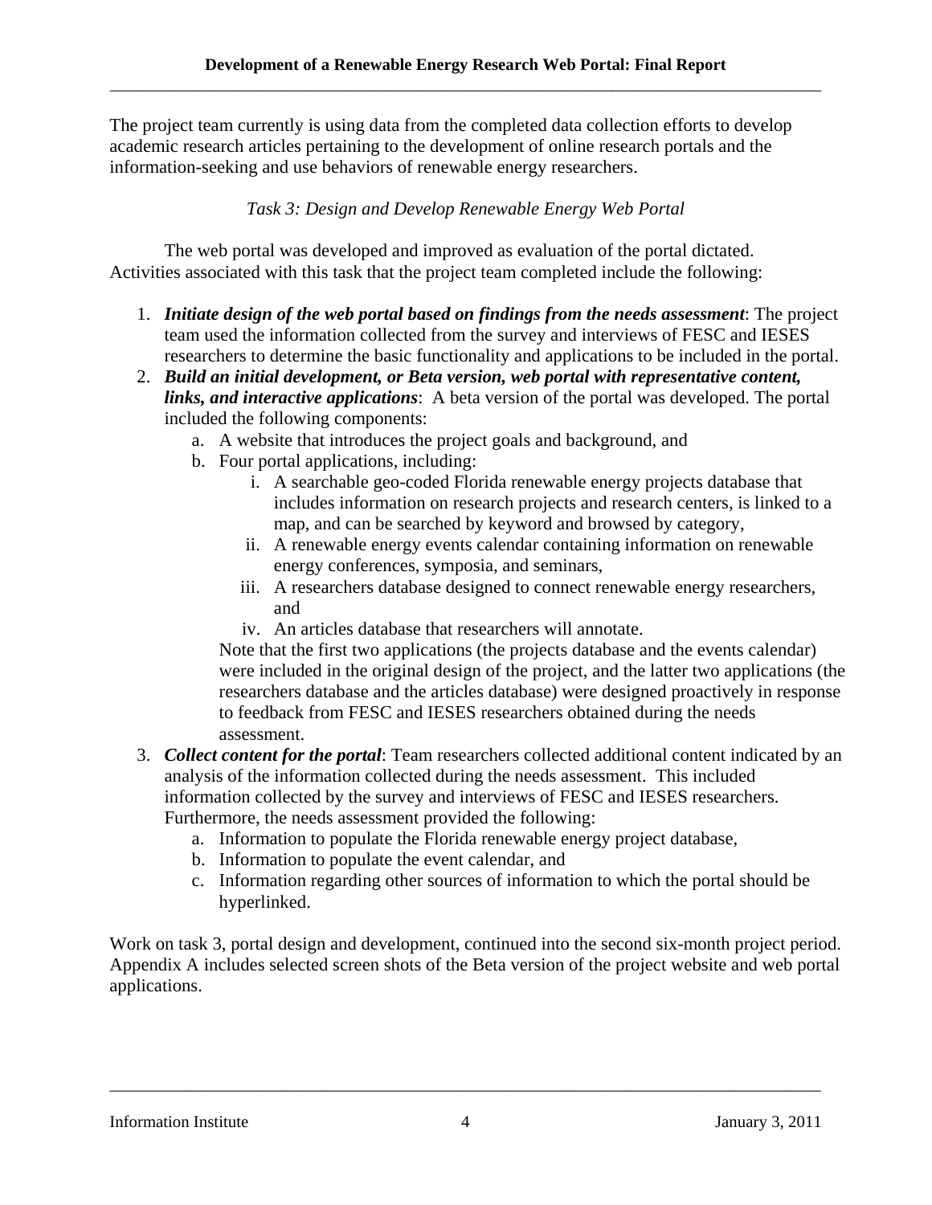The project team currently is using data from the completed data collection efforts to develop academic research articles pertaining to the development of online research portals and the information-seeking and use behaviors of renewable energy researchers.

*Task 3: Design and Develop Renewable Energy Web Portal*

The web portal was developed and improved as evaluation of the portal dictated. Activities associated with this task that the project team completed include the following:

1. ***Initiate design of the web portal based on findings from the needs assessment***: The project team used the information collected from the survey and interviews of FESC and IESES researchers to determine the basic functionality and applications to be included in the portal.
2. ***Build an initial development, or Beta version, web portal with representative content, links, and interactive applications***: A beta version of the portal was developed. The portal included the following components:
   a. A website that introduces the project goals and background, and
   b. Four portal applications, including:
      i. A searchable geo-coded Florida renewable energy projects database that includes information on research projects and research centers, is linked to a map, and can be searched by keyword and browsed by category,
      ii. A renewable energy events calendar containing information on renewable energy conferences, symposia, and seminars,
      iii. A researchers database designed to connect renewable energy researchers, and
      iv. An articles database that researchers will annotate.

   Note that the first two applications (the projects database and the events calendar) were included in the original design of the project, and the latter two applications (the researchers database and the articles database) were designed proactively in response to feedback from FESC and IESES researchers obtained during the needs assessment.
3. ***Collect content for the portal***: Team researchers collected additional content indicated by an analysis of the information collected during the needs assessment. This included information collected by the survey and interviews of FESC and IESES researchers. Furthermore, the needs assessment provided the following:
   a. Information to populate the Florida renewable energy project database,
   b. Information to populate the event calendar, and
   c. Information regarding other sources of information to which the portal should be hyperlinked.

Work on task 3, portal design and development, continued into the second six-month project period. Appendix A includes selected screen shots of the Beta version of the project website and web portal applications.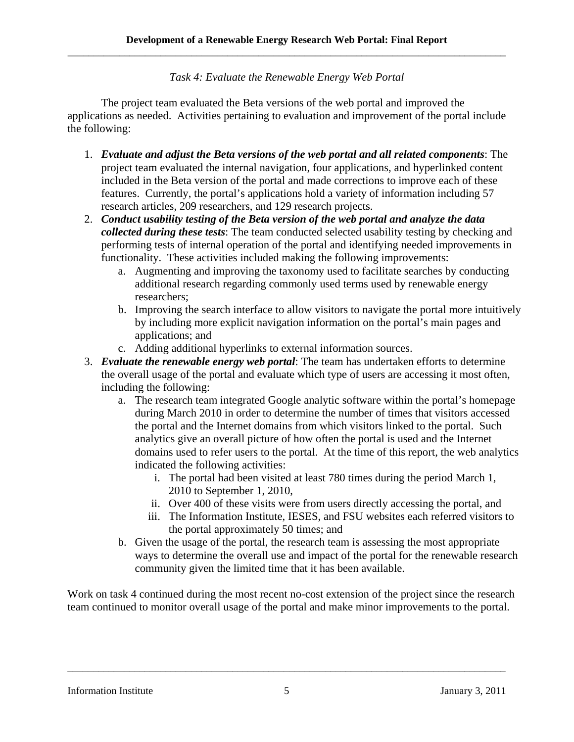*Task 4: Evaluate the Renewable Energy Web Portal*

The project team evaluated the Beta versions of the web portal and improved the applications as needed. Activities pertaining to evaluation and improvement of the portal include the following:

1. ***Evaluate and adjust the Beta versions of the web portal and all related components***: The project team evaluated the internal navigation, four applications, and hyperlinked content included in the Beta version of the portal and made corrections to improve each of these features. Currently, the portal's applications hold a variety of information including 57 research articles, 209 researchers, and 129 research projects.
2. ***Conduct usability testing of the Beta version of the web portal and analyze the data collected during these tests***: The team conducted selected usability testing by checking and performing tests of internal operation of the portal and identifying needed improvements in functionality. These activities included making the following improvements:
   a. Augmenting and improving the taxonomy used to facilitate searches by conducting additional research regarding commonly used terms used by renewable energy researchers;
   b. Improving the search interface to allow visitors to navigate the portal more intuitively by including more explicit navigation information on the portal's main pages and applications; and
   c. Adding additional hyperlinks to external information sources.
3. ***Evaluate the renewable energy web portal***: The team has undertaken efforts to determine the overall usage of the portal and evaluate which type of users are accessing it most often, including the following:
   a. The research team integrated Google analytic software within the portal's homepage during March 2010 in order to determine the number of times that visitors accessed the portal and the Internet domains from which visitors linked to the portal. Such analytics give an overall picture of how often the portal is used and the Internet domains used to refer users to the portal. At the time of this report, the web analytics indicated the following activities:
      i. The portal had been visited at least 780 times during the period March 1, 2010 to September 1, 2010,
      ii. Over 400 of these visits were from users directly accessing the portal, and
      iii. The Information Institute, IESES, and FSU websites each referred visitors to the portal approximately 50 times; and
   b. Given the usage of the portal, the research team is assessing the most appropriate ways to determine the overall use and impact of the portal for the renewable research community given the limited time that it has been available.

Work on task 4 continued during the most recent no-cost extension of the project since the research team continued to monitor overall usage of the portal and make minor improvements to the portal.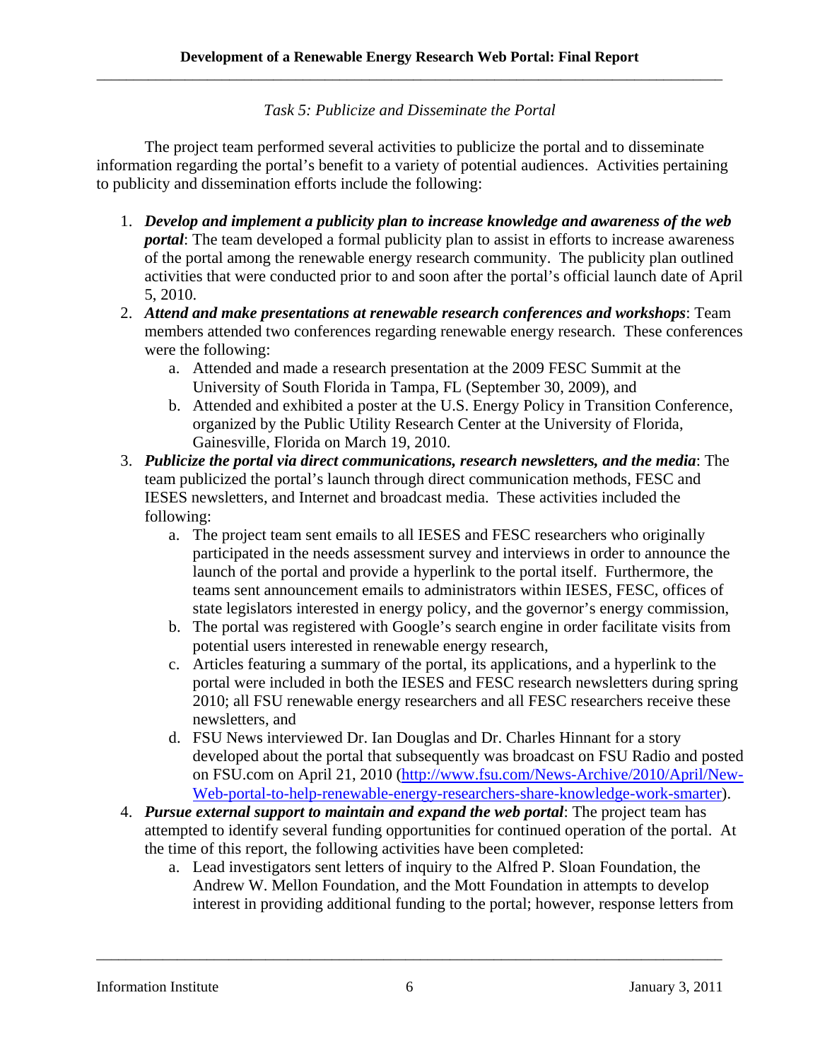*Task 5: Publicize and Disseminate the Portal*

The project team performed several activities to publicize the portal and to disseminate information regarding the portal's benefit to a variety of potential audiences. Activities pertaining to publicity and dissemination efforts include the following:

1. ***Develop and implement a publicity plan to increase knowledge and awareness of the web portal***: The team developed a formal publicity plan to assist in efforts to increase awareness of the portal among the renewable energy research community. The publicity plan outlined activities that were conducted prior to and soon after the portal's official launch date of April 5, 2010.
2. ***Attend and make presentations at renewable research conferences and workshops***: Team members attended two conferences regarding renewable energy research. These conferences were the following:
    a. Attended and made a research presentation at the 2009 FESC Summit at the University of South Florida in Tampa, FL (September 30, 2009), and
    b. Attended and exhibited a poster at the U.S. Energy Policy in Transition Conference, organized by the Public Utility Research Center at the University of Florida, Gainesville, Florida on March 19, 2010.
3. ***Publicize the portal via direct communications, research newsletters, and the media***: The team publicized the portal's launch through direct communication methods, FESC and IESES newsletters, and Internet and broadcast media. These activities included the following:
    a. The project team sent emails to all IESES and FESC researchers who originally participated in the needs assessment survey and interviews in order to announce the launch of the portal and provide a hyperlink to the portal itself. Furthermore, the teams sent announcement emails to administrators within IESES, FESC, offices of state legislators interested in energy policy, and the governor's energy commission,
    b. The portal was registered with Google's search engine in order facilitate visits from potential users interested in renewable energy research,
    c. Articles featuring a summary of the portal, its applications, and a hyperlink to the portal were included in both the IESES and FESC research newsletters during spring 2010; all FSU renewable energy researchers and all FESC researchers receive these newsletters, and
    d. FSU News interviewed Dr. Ian Douglas and Dr. Charles Hinnant for a story developed about the portal that subsequently was broadcast on FSU Radio and posted on FSU.com on April 21, 2010 ([http://www.fsu.com/News-Archive/2010/April/New-Web-portal-to-help-renewable-energy-researchers-share-knowledge-work-smarter](http://www.fsu.com/News-Archive/2010/April/New-Web-portal-to-help-renewable-energy-researchers-share-knowledge-work-smarter)).
4. ***Pursue external support to maintain and expand the web portal***: The project team has attempted to identify several funding opportunities for continued operation of the portal. At the time of this report, the following activities have been completed:
    a. Lead investigators sent letters of inquiry to the Alfred P. Sloan Foundation, the Andrew W. Mellon Foundation, and the Mott Foundation in attempts to develop interest in providing additional funding to the portal; however, response letters from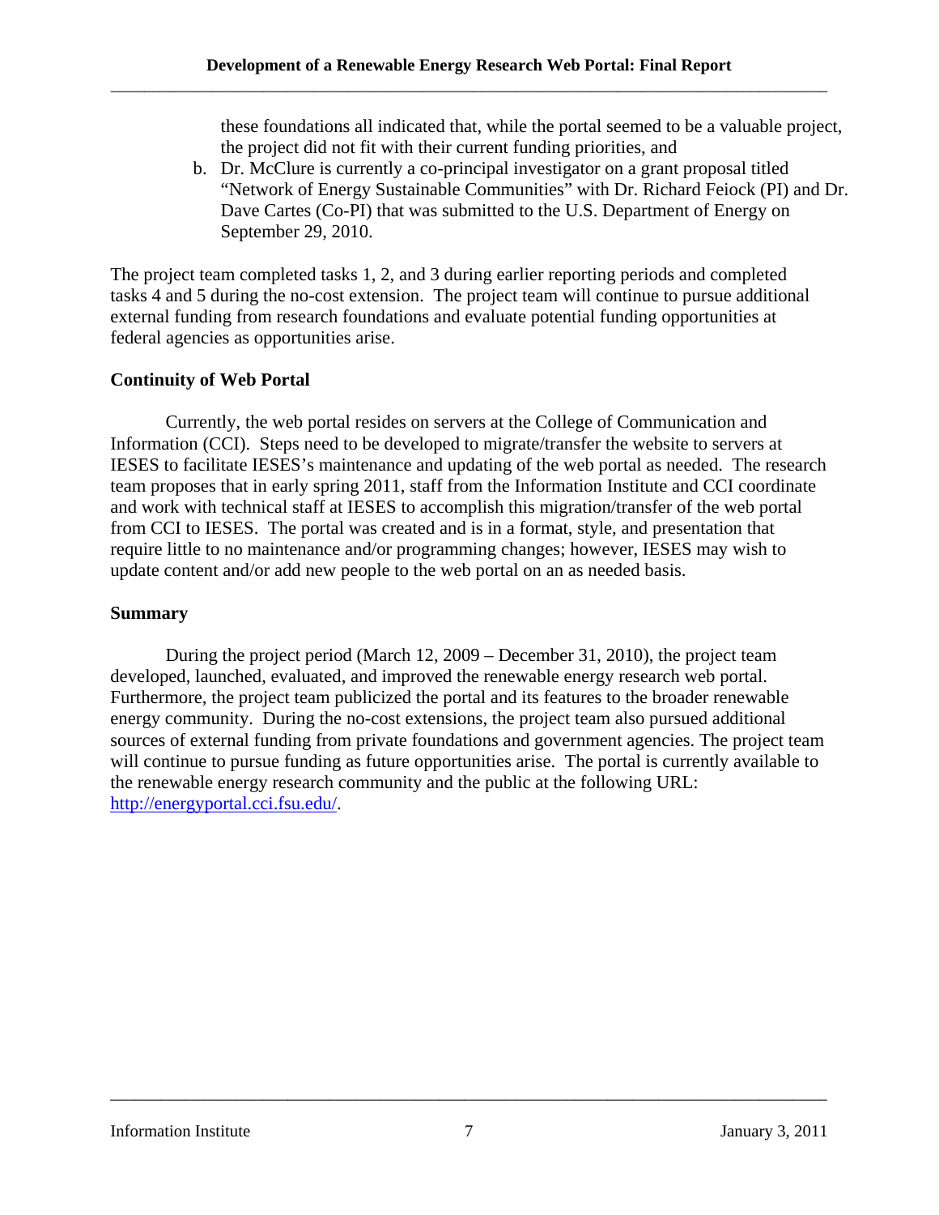these foundations all indicated that, while the portal seemed to be a valuable project, the project did not fit with their current funding priorities, and

b. Dr. McClure is currently a co-principal investigator on a grant proposal titled "Network of Energy Sustainable Communities" with Dr. Richard Feiock (PI) and Dr. Dave Cartes (Co-PI) that was submitted to the U.S. Department of Energy on September 29, 2010.

The project team completed tasks 1, 2, and 3 during earlier reporting periods and completed tasks 4 and 5 during the no-cost extension. The project team will continue to pursue additional external funding from research foundations and evaluate potential funding opportunities at federal agencies as opportunities arise.

**Continuity of Web Portal**

Currently, the web portal resides on servers at the College of Communication and Information (CCI). Steps need to be developed to migrate/transfer the website to servers at IESES to facilitate IESES's maintenance and updating of the web portal as needed. The research team proposes that in early spring 2011, staff from the Information Institute and CCI coordinate and work with technical staff at IESES to accomplish this migration/transfer of the web portal from CCI to IESES. The portal was created and is in a format, style, and presentation that require little to no maintenance and/or programming changes; however, IESES may wish to update content and/or add new people to the web portal on an as needed basis.

**Summary**

During the project period (March 12, 2009 – December 31, 2010), the project team developed, launched, evaluated, and improved the renewable energy research web portal. Furthermore, the project team publicized the portal and its features to the broader renewable energy community. During the no-cost extensions, the project team also pursued additional sources of external funding from private foundations and government agencies. The project team will continue to pursue funding as future opportunities arise. The portal is currently available to the renewable energy research community and the public at the following URL: http://energyportal.cci.fsu.edu/.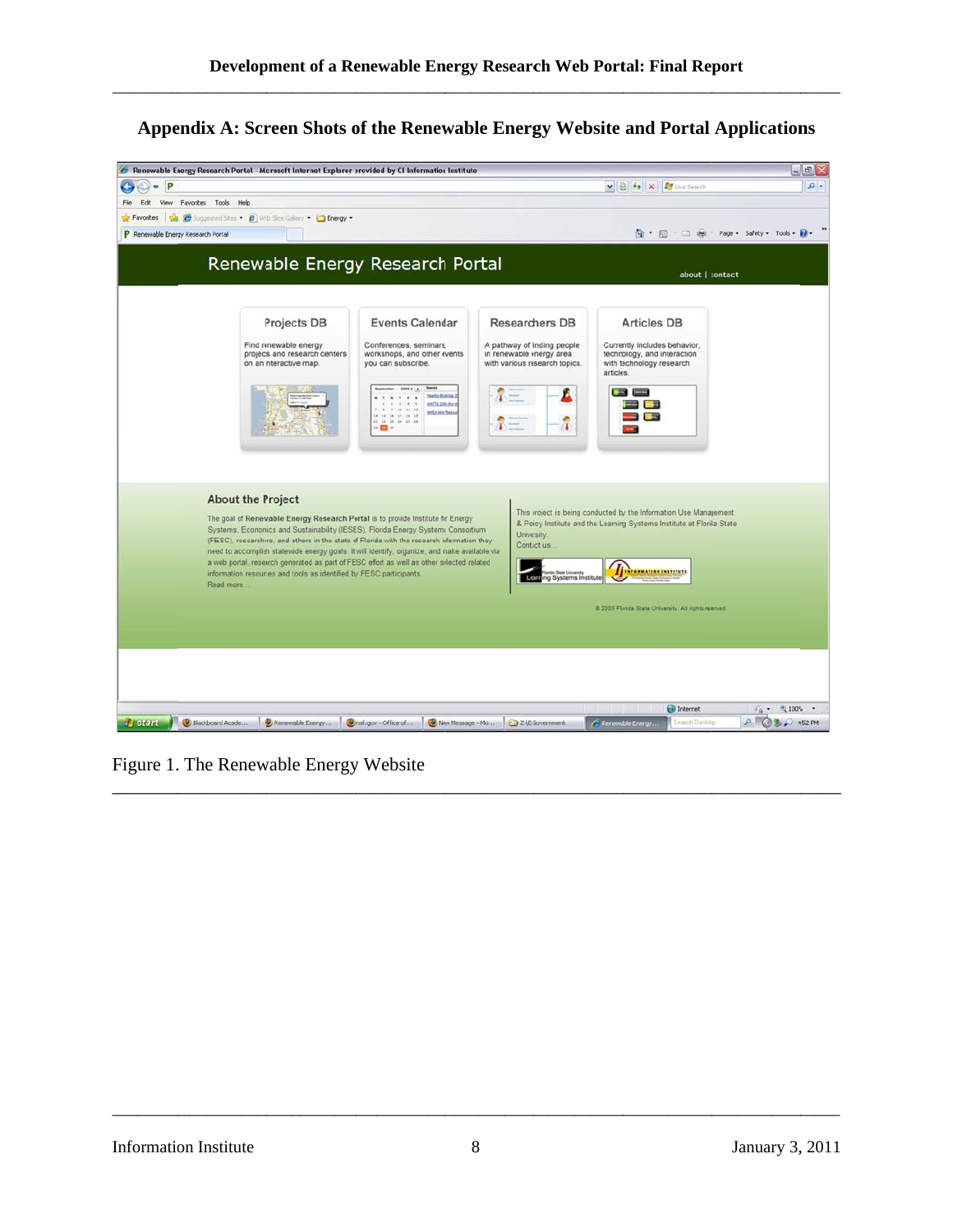## Appendix A: Screen Shots of the Renewable Energy Website and Portal Applications

Figure 1. The Renewable Energy Website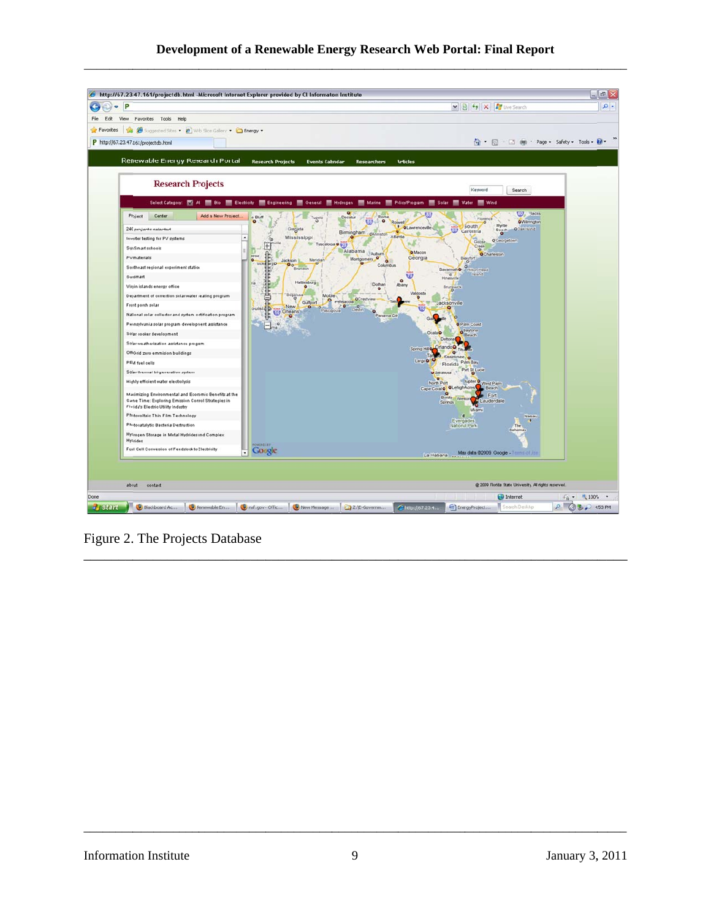Figure 2. The Projects Database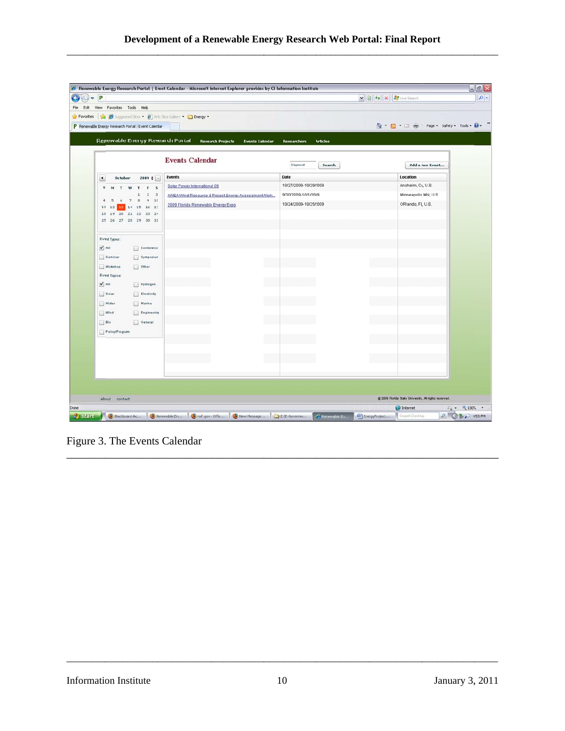Figure 3. The Events Calendar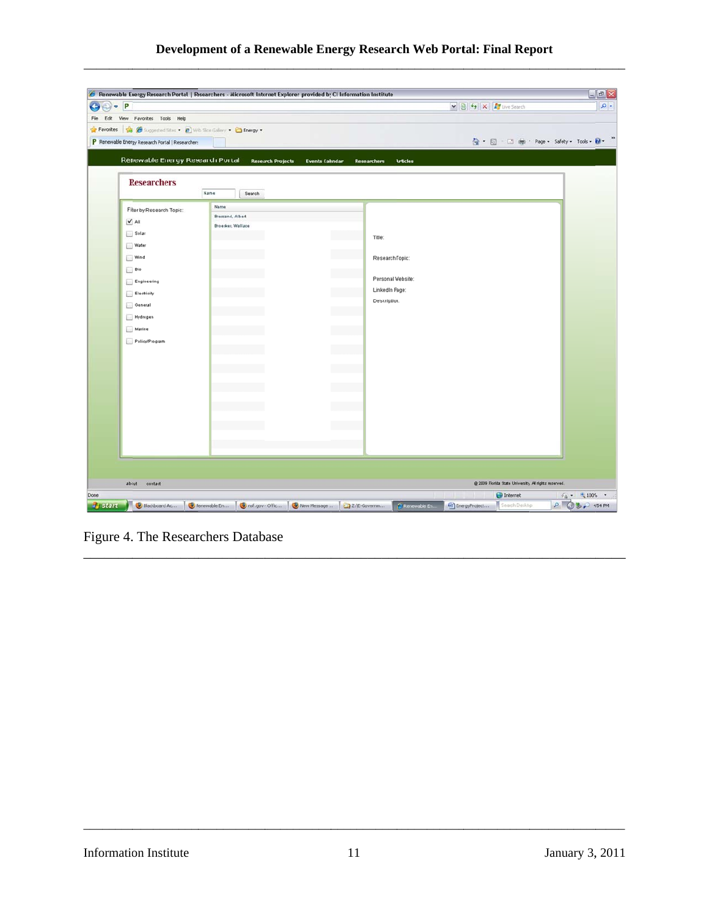Figure 4. The Researchers Database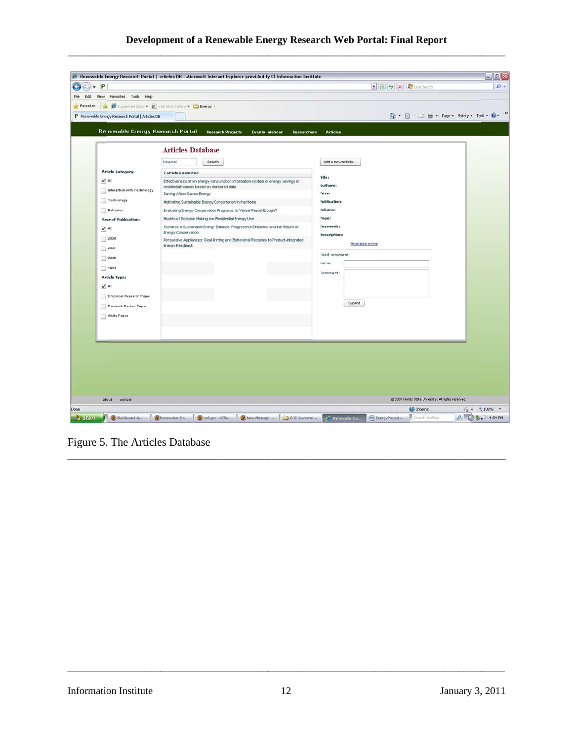Figure 5. The Articles Database